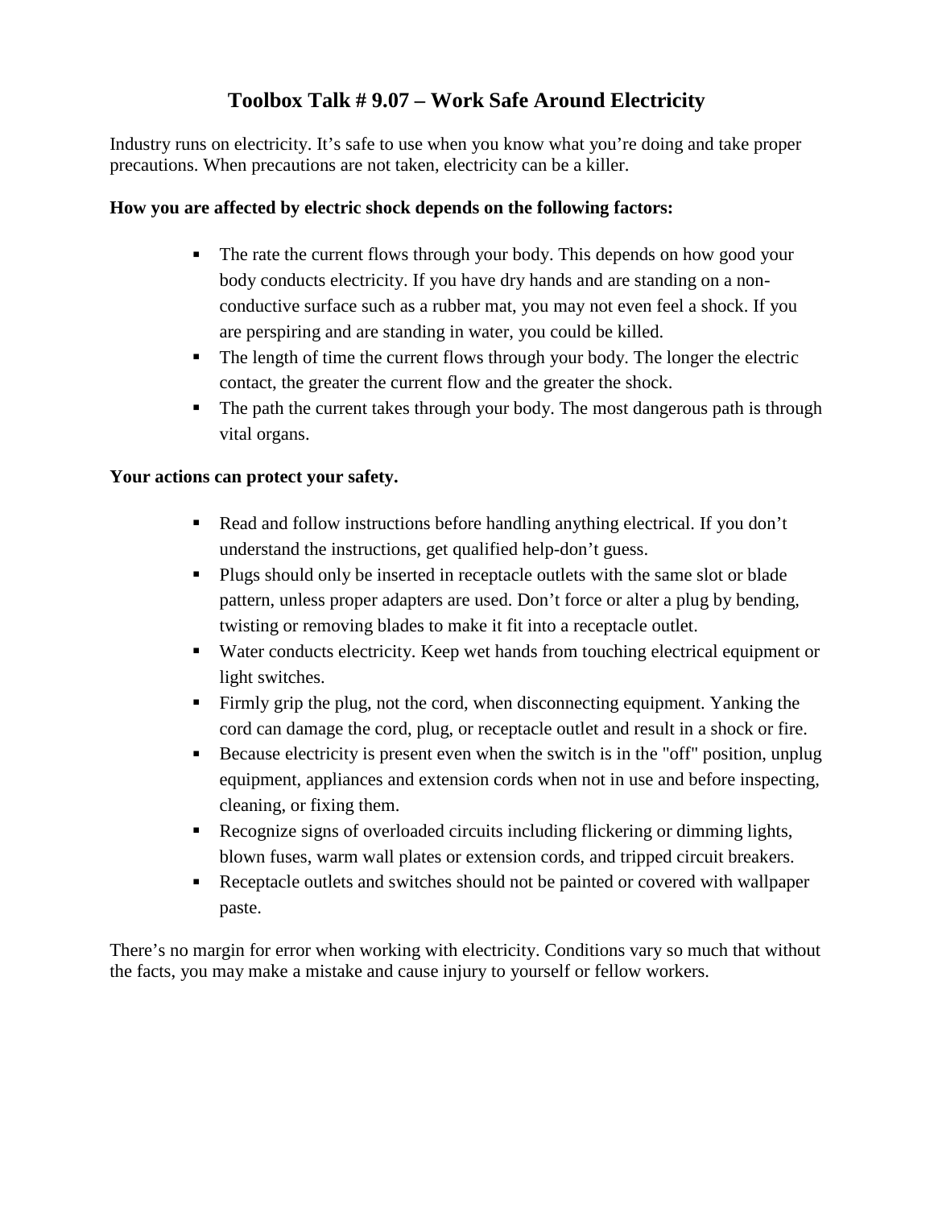# Toolbox Talk # 9.07 – Work Safe Around Electricity

Industry runs on electricity. It's safe to use when you know what you're doing and take proper precautions. When precautions are not taken, electricity can be a killer.

**How you are affected by electric shock depends on the following factors:**

- The rate the current flows through your body. This depends on how good your body conducts electricity. If you have dry hands and are standing on a non-conductive surface such as a rubber mat, you may not even feel a shock. If you are perspiring and are standing in water, you could be killed.
- The length of time the current flows through your body. The longer the electric contact, the greater the current flow and the greater the shock.
- The path the current takes through your body. The most dangerous path is through vital organs.

**Your actions can protect your safety.**

- Read and follow instructions before handling anything electrical. If you don't understand the instructions, get qualified help-don't guess.
- Plugs should only be inserted in receptacle outlets with the same slot or blade pattern, unless proper adapters are used. Don't force or alter a plug by bending, twisting or removing blades to make it fit into a receptacle outlet.
- Water conducts electricity. Keep wet hands from touching electrical equipment or light switches.
- Firmly grip the plug, not the cord, when disconnecting equipment. Yanking the cord can damage the cord, plug, or receptacle outlet and result in a shock or fire.
- Because electricity is present even when the switch is in the "off" position, unplug equipment, appliances and extension cords when not in use and before inspecting, cleaning, or fixing them.
- Recognize signs of overloaded circuits including flickering or dimming lights, blown fuses, warm wall plates or extension cords, and tripped circuit breakers.
- Receptacle outlets and switches should not be painted or covered with wallpaper paste.

There's no margin for error when working with electricity. Conditions vary so much that without the facts, you may make a mistake and cause injury to yourself or fellow workers.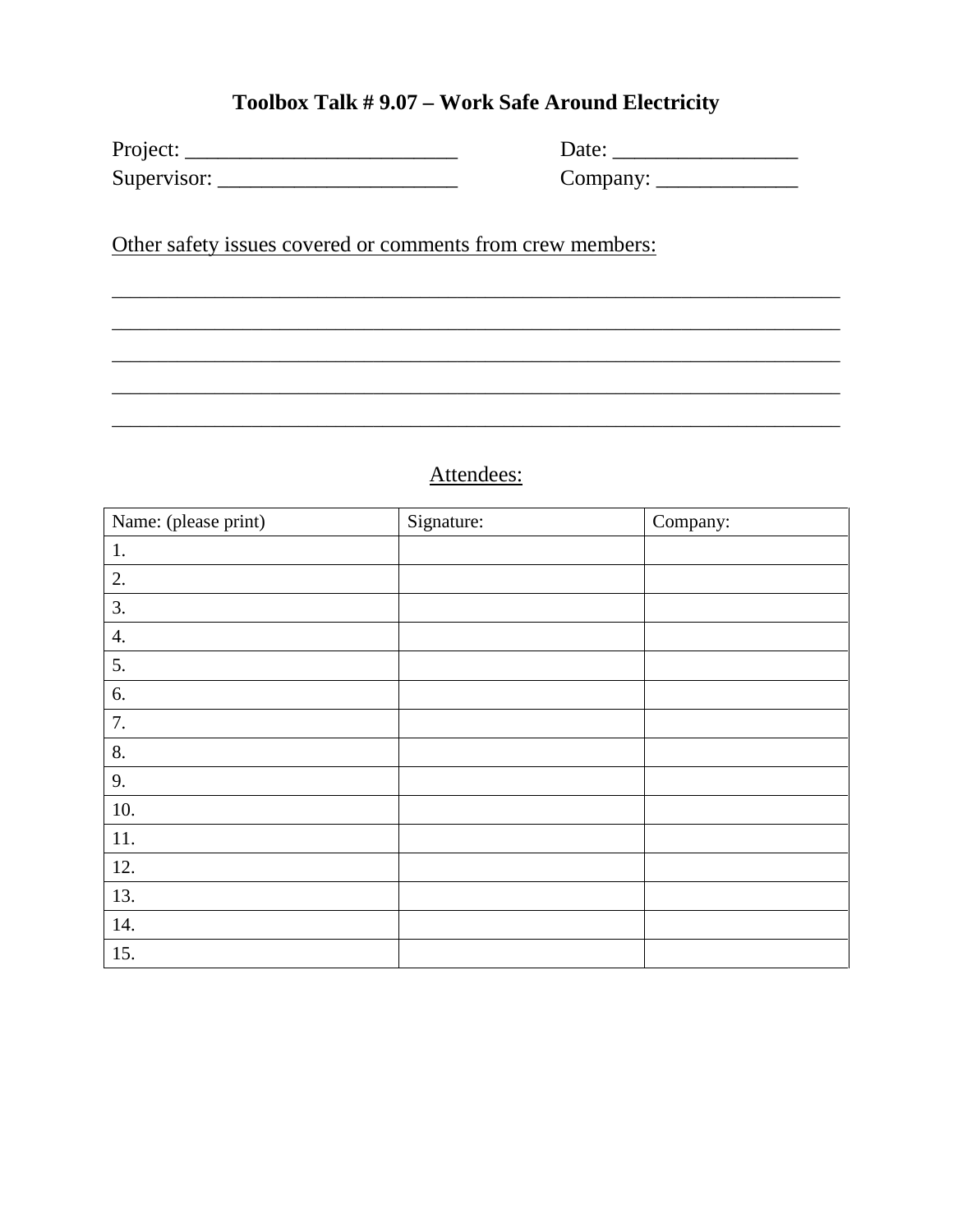# Toolbox Talk # 9.07 – Work Safe Around Electricity

Project: _________________________ Date: _________________

Supervisor: ______________________ Company: _____________

Other safety issues covered or comments from crew members:

_____________________________________________________________________

_____________________________________________________________________

_____________________________________________________________________

_____________________________________________________________________

_____________________________________________________________________

## Attendees:

| Name: (please print) | Signature: | Company: |
|---|---|---|
| 1. | | |
| 2. | | |
| 3. | | |
| 4. | | |
| 5. | | |
| 6. | | |
| 7. | | |
| 8. | | |
| 9. | | |
| 10. | | |
| 11. | | |
| 12. | | |
| 13. | | |
| 14. | | |
| 15. | | |